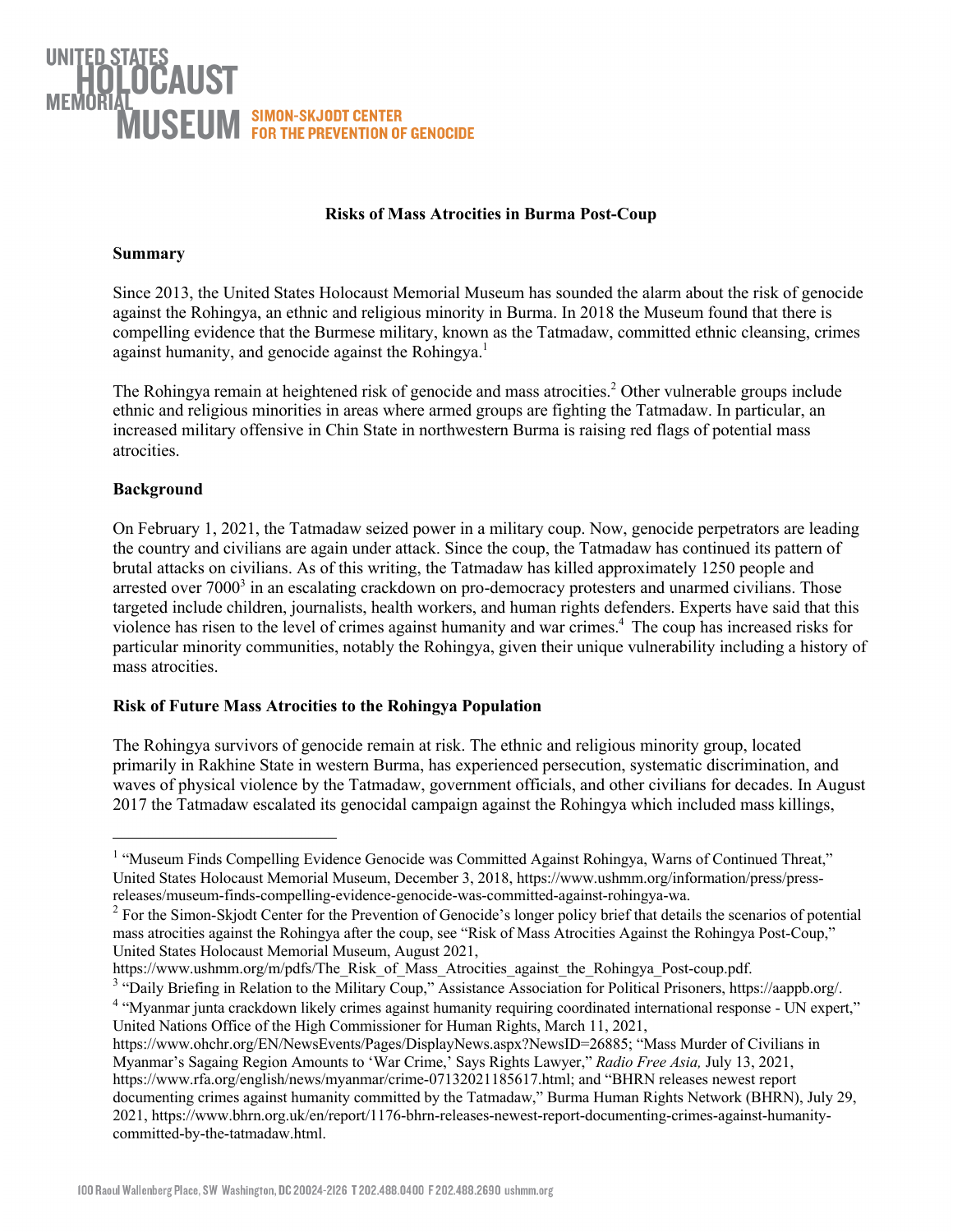UNITED STATES HOLOCAUST MEMORIAL MUSEUM — SIMON-SKJODT CENTER FOR THE PREVENTION OF GENOCIDE

# Risks of Mass Atrocities in Burma Post-Coup

## Summary

Since 2013, the United States Holocaust Memorial Museum has sounded the alarm about the risk of genocide against the Rohingya, an ethnic and religious minority in Burma. In 2018 the Museum found that there is compelling evidence that the Burmese military, known as the Tatmadaw, committed ethnic cleansing, crimes against humanity, and genocide against the Rohingya.[1]

The Rohingya remain at heightened risk of genocide and mass atrocities.[2] Other vulnerable groups include ethnic and religious minorities in areas where armed groups are fighting the Tatmadaw. In particular, an increased military offensive in Chin State in northwestern Burma is raising red flags of potential mass atrocities.

## Background

On February 1, 2021, the Tatmadaw seized power in a military coup. Now, genocide perpetrators are leading the country and civilians are again under attack. Since the coup, the Tatmadaw has continued its pattern of brutal attacks on civilians. As of this writing, the Tatmadaw has killed approximately 1250 people and arrested over 7000[3] in an escalating crackdown on pro-democracy protesters and unarmed civilians. Those targeted include children, journalists, health workers, and human rights defenders. Experts have said that this violence has risen to the level of crimes against humanity and war crimes.[4] The coup has increased risks for particular minority communities, notably the Rohingya, given their unique vulnerability including a history of mass atrocities.

## Risk of Future Mass Atrocities to the Rohingya Population

The Rohingya survivors of genocide remain at risk. The ethnic and religious minority group, located primarily in Rakhine State in western Burma, has experienced persecution, systematic discrimination, and waves of physical violence by the Tatmadaw, government officials, and other civilians for decades. In August 2017 the Tatmadaw escalated its genocidal campaign against the Rohingya which included mass killings,

---

[1] "Museum Finds Compelling Evidence Genocide was Committed Against Rohingya, Warns of Continued Threat," United States Holocaust Memorial Museum, December 3, 2018, https://www.ushmm.org/information/press/press-releases/museum-finds-compelling-evidence-genocide-was-committed-against-rohingya-wa.

[2] For the Simon-Skjodt Center for the Prevention of Genocide's longer policy brief that details the scenarios of potential mass atrocities against the Rohingya after the coup, see "Risk of Mass Atrocities Against the Rohingya Post-Coup," United States Holocaust Memorial Museum, August 2021, https://www.ushmm.org/m/pdfs/The_Risk_of_Mass_Atrocities_against_the_Rohingya_Post-coup.pdf.

[3] "Daily Briefing in Relation to the Military Coup," Assistance Association for Political Prisoners, https://aappb.org/.

[4] "Myanmar junta crackdown likely crimes against humanity requiring coordinated international response - UN expert," United Nations Office of the High Commissioner for Human Rights, March 11, 2021, https://www.ohchr.org/EN/NewsEvents/Pages/DisplayNews.aspx?NewsID=26885; "Mass Murder of Civilians in Myanmar's Sagaing Region Amounts to 'War Crime,' Says Rights Lawyer," *Radio Free Asia,* July 13, 2021, https://www.rfa.org/english/news/myanmar/crime-07132021185617.html; and "BHRN releases newest report documenting crimes against humanity committed by the Tatmadaw," Burma Human Rights Network (BHRN), July 29, 2021, https://www.bhrn.org.uk/en/report/1176-bhrn-releases-newest-report-documenting-crimes-against-humanity-committed-by-the-tatmadaw.html.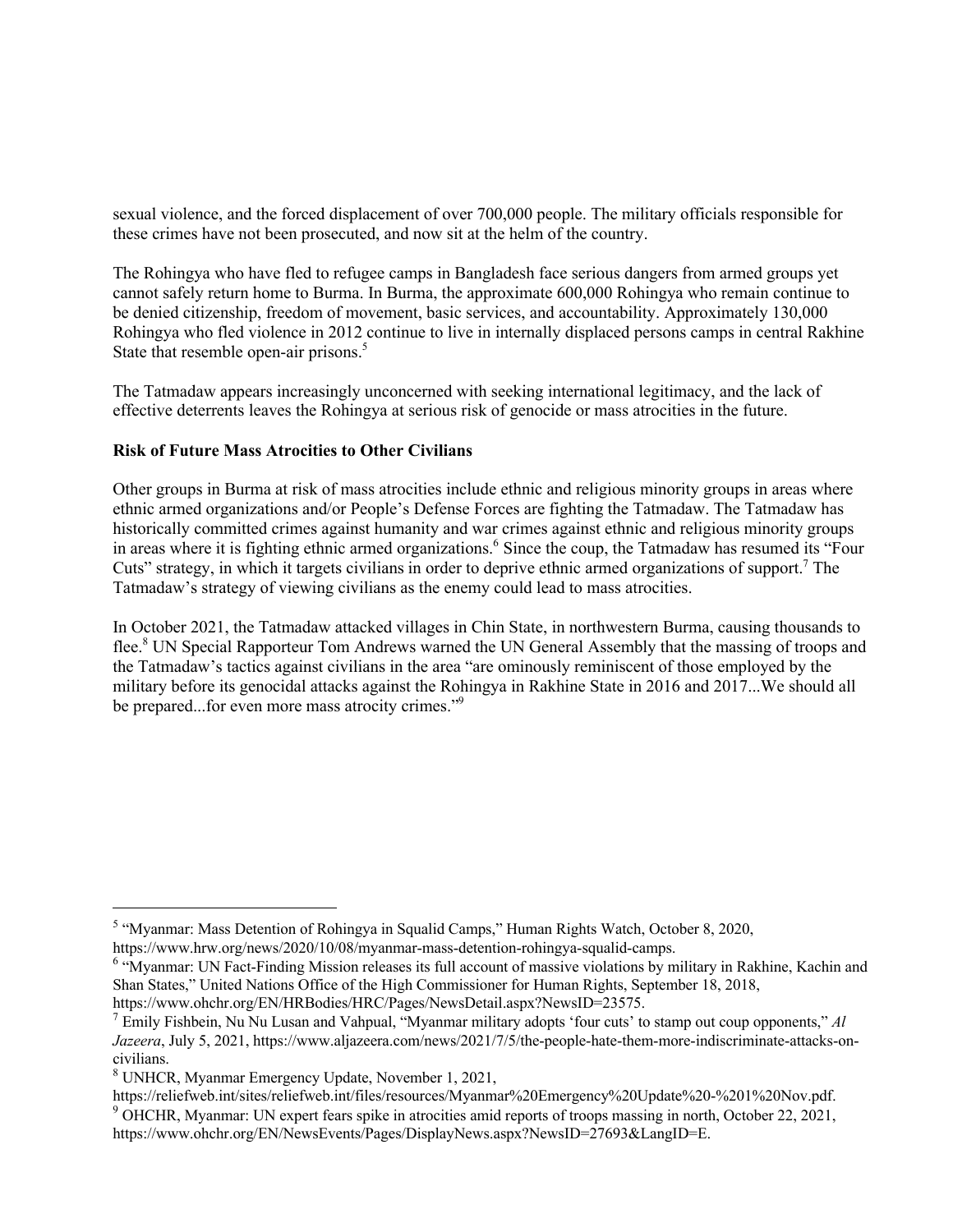sexual violence, and the forced displacement of over 700,000 people. The military officials responsible for these crimes have not been prosecuted, and now sit at the helm of the country.

The Rohingya who have fled to refugee camps in Bangladesh face serious dangers from armed groups yet cannot safely return home to Burma. In Burma, the approximate 600,000 Rohingya who remain continue to be denied citizenship, freedom of movement, basic services, and accountability. Approximately 130,000 Rohingya who fled violence in 2012 continue to live in internally displaced persons camps in central Rakhine State that resemble open-air prisons.[5]

The Tatmadaw appears increasingly unconcerned with seeking international legitimacy, and the lack of effective deterrents leaves the Rohingya at serious risk of genocide or mass atrocities in the future.

**Risk of Future Mass Atrocities to Other Civilians**

Other groups in Burma at risk of mass atrocities include ethnic and religious minority groups in areas where ethnic armed organizations and/or People's Defense Forces are fighting the Tatmadaw. The Tatmadaw has historically committed crimes against humanity and war crimes against ethnic and religious minority groups in areas where it is fighting ethnic armed organizations.[6] Since the coup, the Tatmadaw has resumed its "Four Cuts" strategy, in which it targets civilians in order to deprive ethnic armed organizations of support.[7] The Tatmadaw's strategy of viewing civilians as the enemy could lead to mass atrocities.

In October 2021, the Tatmadaw attacked villages in Chin State, in northwestern Burma, causing thousands to flee.[8] UN Special Rapporteur Tom Andrews warned the UN General Assembly that the massing of troops and the Tatmadaw's tactics against civilians in the area "are ominously reminiscent of those employed by the military before its genocidal attacks against the Rohingya in Rakhine State in 2016 and 2017...We should all be prepared...for even more mass atrocity crimes."[9]

---

[5] "Myanmar: Mass Detention of Rohingya in Squalid Camps," Human Rights Watch, October 8, 2020, https://www.hrw.org/news/2020/10/08/myanmar-mass-detention-rohingya-squalid-camps.

[6] "Myanmar: UN Fact-Finding Mission releases its full account of massive violations by military in Rakhine, Kachin and Shan States," United Nations Office of the High Commissioner for Human Rights, September 18, 2018, https://www.ohchr.org/EN/HRBodies/HRC/Pages/NewsDetail.aspx?NewsID=23575.

[7] Emily Fishbein, Nu Nu Lusan and Vahpual, "Myanmar military adopts 'four cuts' to stamp out coup opponents," *Al Jazeera*, July 5, 2021, https://www.aljazeera.com/news/2021/7/5/the-people-hate-them-more-indiscriminate-attacks-on-civilians.

[8] UNHCR, Myanmar Emergency Update, November 1, 2021, https://reliefweb.int/sites/reliefweb.int/files/resources/Myanmar%20Emergency%20Update%20-%201%20Nov.pdf.

[9] OHCHR, Myanmar: UN expert fears spike in atrocities amid reports of troops massing in north, October 22, 2021, https://www.ohchr.org/EN/NewsEvents/Pages/DisplayNews.aspx?NewsID=27693&LangID=E.